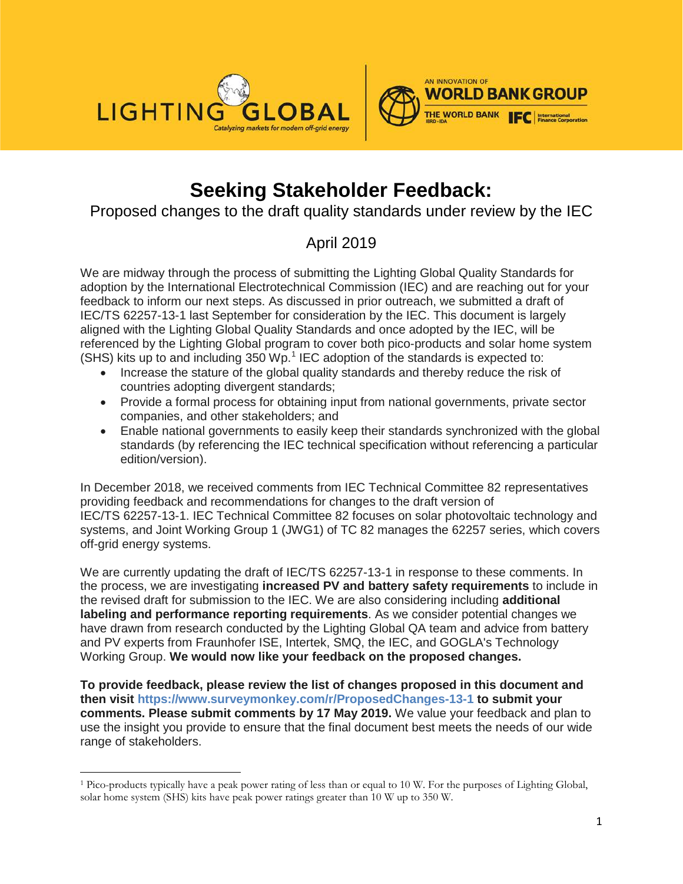# Seeking Stakeholder Feedback:

Proposed changes to the draft quality standards under review by the IEC

April 2019

We are midway through the process of submitting the Lighting Global Quality Standards for adoption by the International Electrotechnical Commission (IEC) and are reaching out for your feedback to inform our next steps. As discussed in prior outreach, we submitted a draft of IEC/TS 62257-13-1 last September for consideration by the IEC. This document is largely aligned with the Lighting Global Quality Standards and once adopted by the IEC, will be referenced by the Lighting Global program to cover both pico-products and solar home system (SHS) kits up to and including 350 Wp.[1] IEC adoption of the standards is expected to:

- Increase the stature of the global quality standards and thereby reduce the risk of countries adopting divergent standards;
- Provide a formal process for obtaining input from national governments, private sector companies, and other stakeholders; and
- Enable national governments to easily keep their standards synchronized with the global standards (by referencing the IEC technical specification without referencing a particular edition/version).

In December 2018, we received comments from IEC Technical Committee 82 representatives providing feedback and recommendations for changes to the draft version of IEC/TS 62257-13-1. IEC Technical Committee 82 focuses on solar photovoltaic technology and systems, and Joint Working Group 1 (JWG1) of TC 82 manages the 62257 series, which covers off-grid energy systems.

We are currently updating the draft of IEC/TS 62257-13-1 in response to these comments. In the process, we are investigating **increased PV and battery safety requirements** to include in the revised draft for submission to the IEC. We are also considering including **additional labeling and performance reporting requirements**. As we consider potential changes we have drawn from research conducted by the Lighting Global QA team and advice from battery and PV experts from Fraunhofer ISE, Intertek, SMQ, the IEC, and GOGLA's Technology Working Group. **We would now like your feedback on the proposed changes.**

**To provide feedback, please review the list of changes proposed in this document and then visit https://www.surveymonkey.com/r/ProposedChanges-13-1 to submit your comments. Please submit comments by 17 May 2019.** We value your feedback and plan to use the insight you provide to ensure that the final document best meets the needs of our wide range of stakeholders.

[1] Pico-products typically have a peak power rating of less than or equal to 10 W. For the purposes of Lighting Global, solar home system (SHS) kits have peak power ratings greater than 10 W up to 350 W.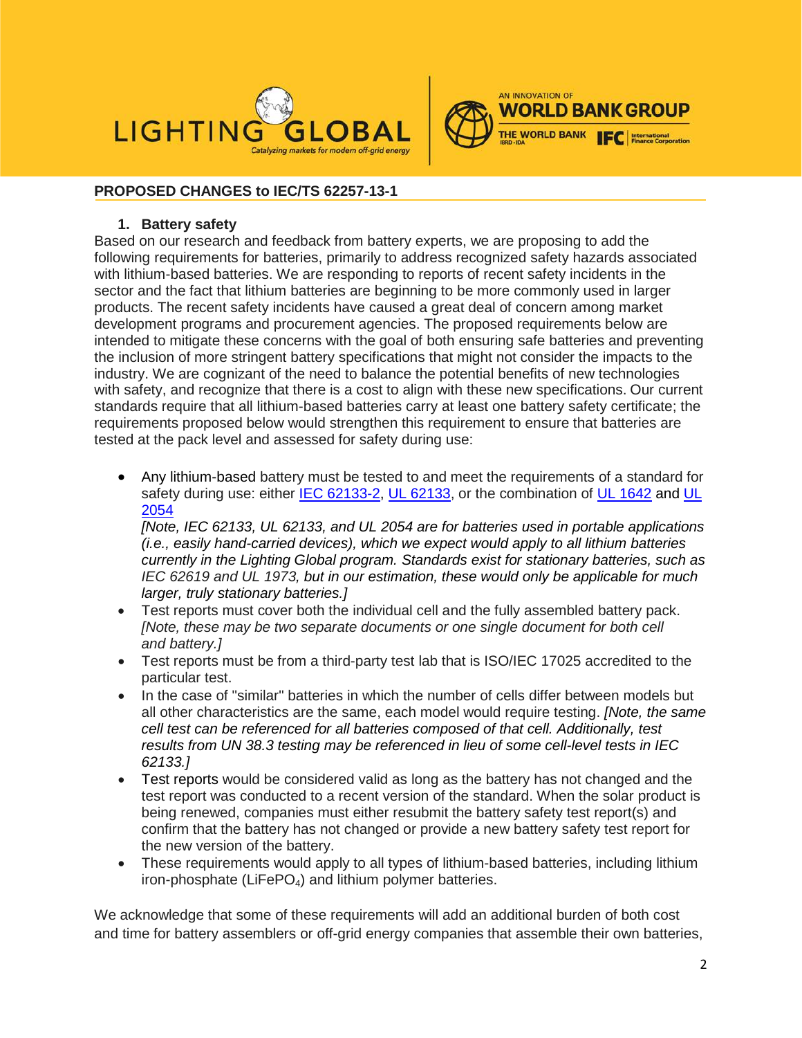## PROPOSED CHANGES to IEC/TS 62257-13-1

### 1. Battery safety

Based on our research and feedback from battery experts, we are proposing to add the following requirements for batteries, primarily to address recognized safety hazards associated with lithium-based batteries. We are responding to reports of recent safety incidents in the sector and the fact that lithium batteries are beginning to be more commonly used in larger products. The recent safety incidents have caused a great deal of concern among market development programs and procurement agencies. The proposed requirements below are intended to mitigate these concerns with the goal of both ensuring safe batteries and preventing the inclusion of more stringent battery specifications that might not consider the impacts to the industry. We are cognizant of the need to balance the potential benefits of new technologies with safety, and recognize that there is a cost to align with these new specifications. Our current standards require that all lithium-based batteries carry at least one battery safety certificate; the requirements proposed below would strengthen this requirement to ensure that batteries are tested at the pack level and assessed for safety during use:

- Any lithium-based battery must be tested to and meet the requirements of a standard for safety during use: either IEC 62133-2, UL 62133, or the combination of UL 1642 and UL 2054
  *[Note, IEC 62133, UL 62133, and UL 2054 are for batteries used in portable applications (i.e., easily hand-carried devices), which we expect would apply to all lithium batteries currently in the Lighting Global program. Standards exist for stationary batteries, such as IEC 62619 and UL 1973, but in our estimation, these would only be applicable for much larger, truly stationary batteries.]*
- Test reports must cover both the individual cell and the fully assembled battery pack. *[Note, these may be two separate documents or one single document for both cell and battery.]*
- Test reports must be from a third-party test lab that is ISO/IEC 17025 accredited to the particular test.
- In the case of "similar" batteries in which the number of cells differ between models but all other characteristics are the same, each model would require testing. *[Note, the same cell test can be referenced for all batteries composed of that cell. Additionally, test results from UN 38.3 testing may be referenced in lieu of some cell-level tests in IEC 62133.]*
- Test reports would be considered valid as long as the battery has not changed and the test report was conducted to a recent version of the standard. When the solar product is being renewed, companies must either resubmit the battery safety test report(s) and confirm that the battery has not changed or provide a new battery safety test report for the new version of the battery.
- These requirements would apply to all types of lithium-based batteries, including lithium iron-phosphate ($LiFePO_4$) and lithium polymer batteries.

We acknowledge that some of these requirements will add an additional burden of both cost and time for battery assemblers or off-grid energy companies that assemble their own batteries,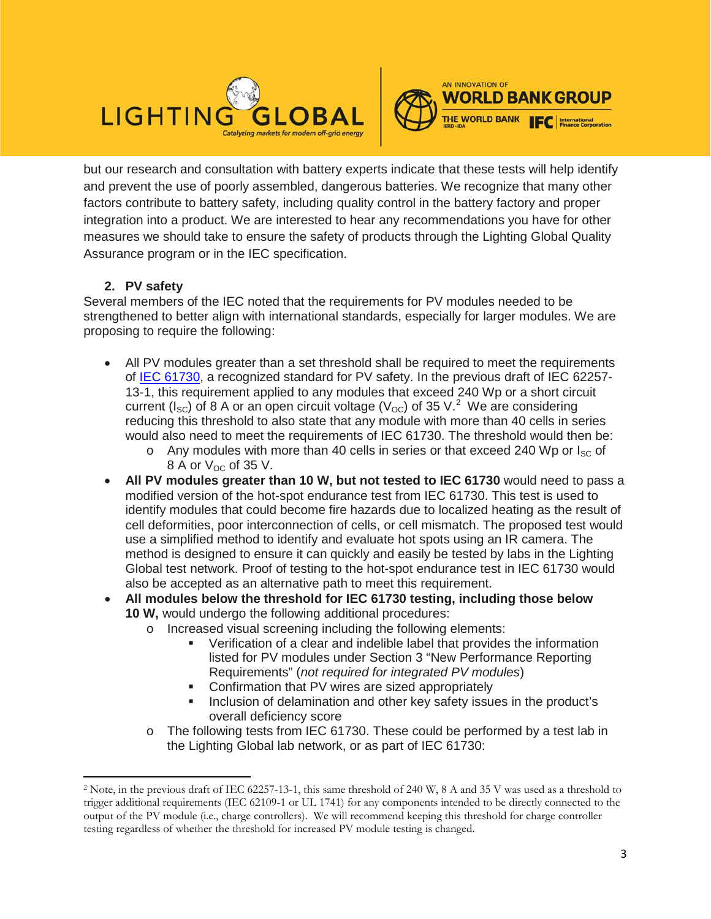but our research and consultation with battery experts indicate that these tests will help identify and prevent the use of poorly assembled, dangerous batteries. We recognize that many other factors contribute to battery safety, including quality control in the battery factory and proper integration into a product. We are interested to hear any recommendations you have for other measures we should take to ensure the safety of products through the Lighting Global Quality Assurance program or in the IEC specification.

**2. PV safety**

Several members of the IEC noted that the requirements for PV modules needed to be strengthened to better align with international standards, especially for larger modules. We are proposing to require the following:

- All PV modules greater than a set threshold shall be required to meet the requirements of IEC 61730, a recognized standard for PV safety. In the previous draft of IEC 62257-13-1, this requirement applied to any modules that exceed 240 Wp or a short circuit current ($I_{SC}$) of 8 A or an open circuit voltage ($V_{OC}$) of 35 V.[2] We are considering reducing this threshold to also state that any module with more than 40 cells in series would also need to meet the requirements of IEC 61730. The threshold would then be:
  - Any modules with more than 40 cells in series or that exceed 240 Wp or $I_{SC}$ of 8 A or $V_{OC}$ of 35 V.
- **All PV modules greater than 10 W, but not tested to IEC 61730** would need to pass a modified version of the hot-spot endurance test from IEC 61730. This test is used to identify modules that could become fire hazards due to localized heating as the result of cell deformities, poor interconnection of cells, or cell mismatch. The proposed test would use a simplified method to identify and evaluate hot spots using an IR camera. The method is designed to ensure it can quickly and easily be tested by labs in the Lighting Global test network. Proof of testing to the hot-spot endurance test in IEC 61730 would also be accepted as an alternative path to meet this requirement.
- **All modules below the threshold for IEC 61730 testing, including those below 10 W,** would undergo the following additional procedures:
  - Increased visual screening including the following elements:
    - Verification of a clear and indelible label that provides the information listed for PV modules under Section 3 "New Performance Reporting Requirements" (*not required for integrated PV modules*)
    - Confirmation that PV wires are sized appropriately
    - Inclusion of delamination and other key safety issues in the product's overall deficiency score
  - The following tests from IEC 61730. These could be performed by a test lab in the Lighting Global lab network, or as part of IEC 61730:

[2] Note, in the previous draft of IEC 62257-13-1, this same threshold of 240 W, 8 A and 35 V was used as a threshold to trigger additional requirements (IEC 62109-1 or UL 1741) for any components intended to be directly connected to the output of the PV module (i.e., charge controllers). We will recommend keeping this threshold for charge controller testing regardless of whether the threshold for increased PV module testing is changed.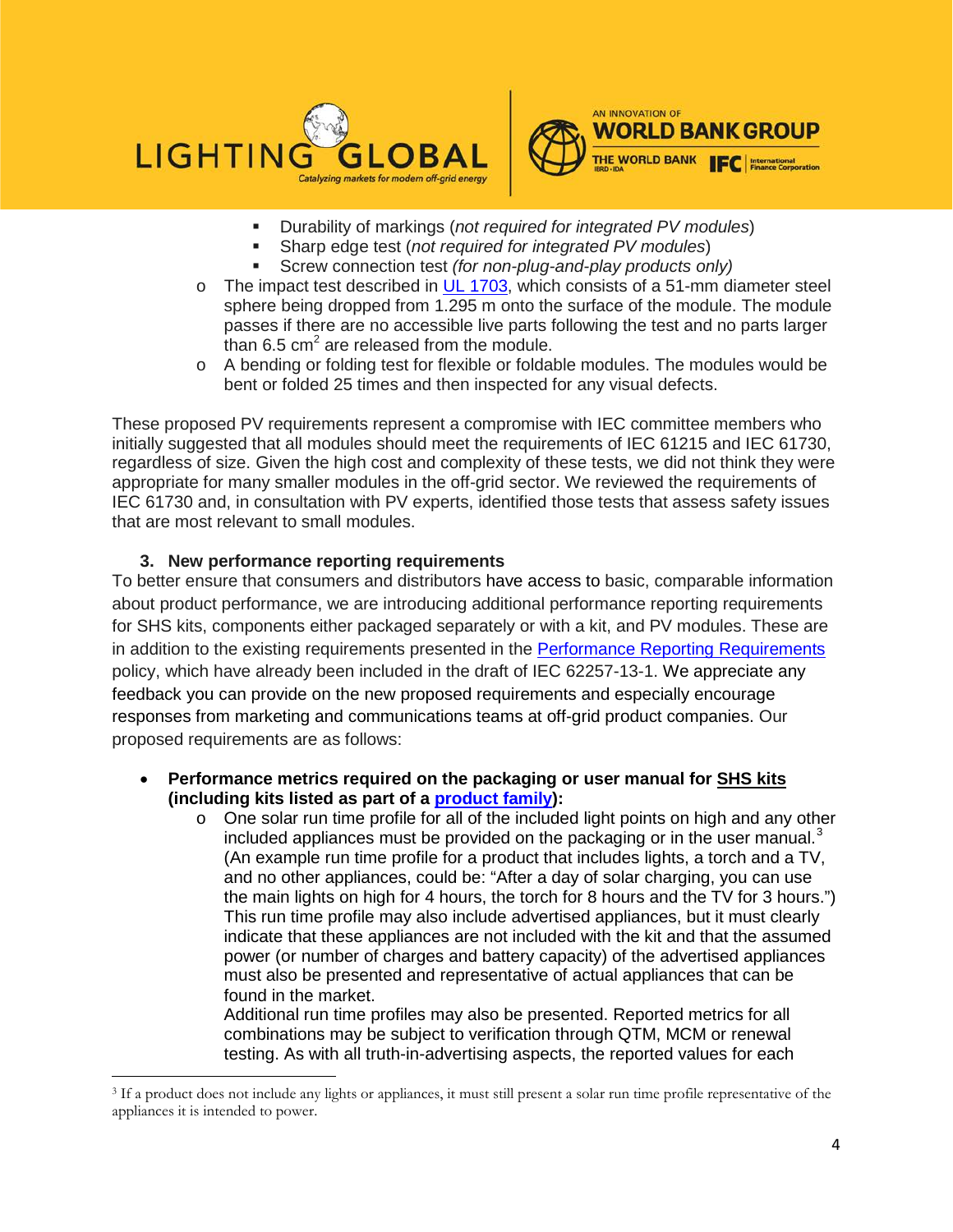- Durability of markings (*not required for integrated PV modules*)
   - Sharp edge test (*not required for integrated PV modules*)
   - Screw connection test *(for non-plug-and-play products only)*
- The impact test described in [UL 1703](), which consists of a 51-mm diameter steel sphere being dropped from 1.295 m onto the surface of the module. The module passes if there are no accessible live parts following the test and no parts larger than 6.5 $cm^2$ are released from the module.
- A bending or folding test for flexible or foldable modules. The modules would be bent or folded 25 times and then inspected for any visual defects.

These proposed PV requirements represent a compromise with IEC committee members who initially suggested that all modules should meet the requirements of IEC 61215 and IEC 61730, regardless of size. Given the high cost and complexity of these tests, we did not think they were appropriate for many smaller modules in the off-grid sector. We reviewed the requirements of IEC 61730 and, in consultation with PV experts, identified those tests that assess safety issues that are most relevant to small modules.

### 3. New performance reporting requirements

To better ensure that consumers and distributors have access to basic, comparable information about product performance, we are introducing additional performance reporting requirements for SHS kits, components either packaged separately or with a kit, and PV modules. These are in addition to the existing requirements presented in the [Performance Reporting Requirements]() policy, which have already been included in the draft of IEC 62257-13-1. We appreciate any feedback you can provide on the new proposed requirements and especially encourage responses from marketing and communications teams at off-grid product companies. Our proposed requirements are as follows:

- **Performance metrics required on the packaging or user manual for <u>SHS kits</u> (including kits listed as part of a [product family]()):**
  - One solar run time profile for all of the included light points on high and any other included appliances must be provided on the packaging or in the user manual.[3] (An example run time profile for a product that includes lights, a torch and a TV, and no other appliances, could be: "After a day of solar charging, you can use the main lights on high for 4 hours, the torch for 8 hours and the TV for 3 hours.") This run time profile may also include advertised appliances, but it must clearly indicate that these appliances are not included with the kit and that the assumed power (or number of charges and battery capacity) of the advertised appliances must also be presented and representative of actual appliances that can be found in the market.

    Additional run time profiles may also be presented. Reported metrics for all combinations may be subject to verification through QTM, MCM or renewal testing. As with all truth-in-advertising aspects, the reported values for each

[3] If a product does not include any lights or appliances, it must still present a solar run time profile representative of the appliances it is intended to power.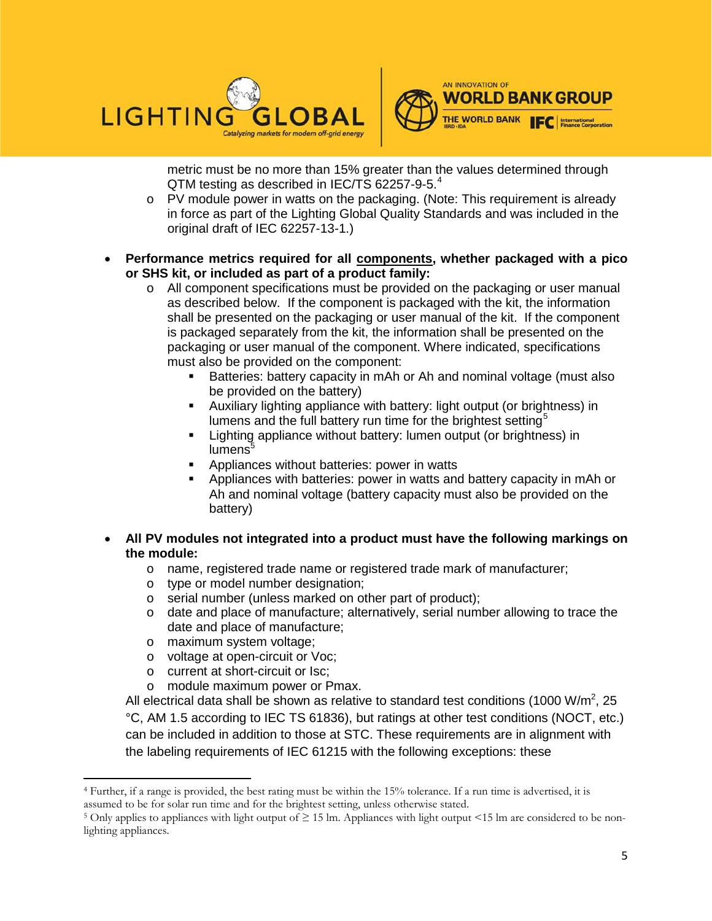metric must be no more than 15% greater than the values determined through QTM testing as described in IEC/TS 62257-9-5.[4]
  - PV module power in watts on the packaging. (Note: This requirement is already in force as part of the Lighting Global Quality Standards and was included in the original draft of IEC 62257-13-1.)

- **Performance metrics required for all <u>components</u>, whether packaged with a pico or SHS kit, or included as part of a product family:**
  - All component specifications must be provided on the packaging or user manual as described below. If the component is packaged with the kit, the information shall be presented on the packaging or user manual of the kit. If the component is packaged separately from the kit, the information shall be presented on the packaging or user manual of the component. Where indicated, specifications must also be provided on the component:
    - Batteries: battery capacity in mAh or Ah and nominal voltage (must also be provided on the battery)
    - Auxiliary lighting appliance with battery: light output (or brightness) in lumens and the full battery run time for the brightest setting[5]
    - Lighting appliance without battery: lumen output (or brightness) in lumens[5]
    - Appliances without batteries: power in watts
    - Appliances with batteries: power in watts and battery capacity in mAh or Ah and nominal voltage (battery capacity must also be provided on the battery)

- **All PV modules not integrated into a product must have the following markings on the module:**
  - name, registered trade name or registered trade mark of manufacturer;
  - type or model number designation;
  - serial number (unless marked on other part of product);
  - date and place of manufacture; alternatively, serial number allowing to trace the date and place of manufacture;
  - maximum system voltage;
  - voltage at open-circuit or Voc;
  - current at short-circuit or Isc;
  - module maximum power or Pmax.

  All electrical data shall be shown as relative to standard test conditions (1000 W/m$^2$, 25 °C, AM 1.5 according to IEC TS 61836), but ratings at other test conditions (NOCT, etc.) can be included in addition to those at STC. These requirements are in alignment with the labeling requirements of IEC 61215 with the following exceptions: these

---

[4] Further, if a range is provided, the best rating must be within the 15% tolerance. If a run time is advertised, it is assumed to be for solar run time and for the brightest setting, unless otherwise stated.

[5] Only applies to appliances with light output of ≥ 15 lm. Appliances with light output <15 lm are considered to be non-lighting appliances.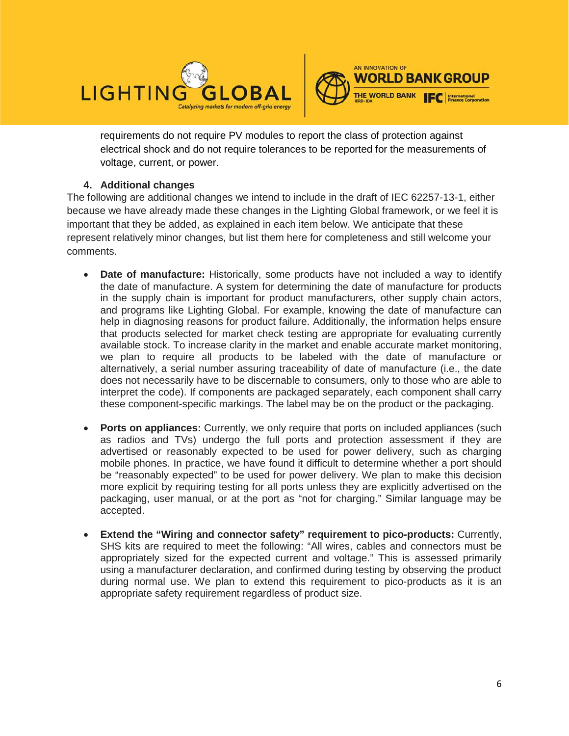requirements do not require PV modules to report the class of protection against electrical shock and do not require tolerances to be reported for the measurements of voltage, current, or power.

**4. Additional changes**

The following are additional changes we intend to include in the draft of IEC 62257-13-1, either because we have already made these changes in the Lighting Global framework, or we feel it is important that they be added, as explained in each item below. We anticipate that these represent relatively minor changes, but list them here for completeness and still welcome your comments.

- **Date of manufacture:** Historically, some products have not included a way to identify the date of manufacture. A system for determining the date of manufacture for products in the supply chain is important for product manufacturers, other supply chain actors, and programs like Lighting Global. For example, knowing the date of manufacture can help in diagnosing reasons for product failure. Additionally, the information helps ensure that products selected for market check testing are appropriate for evaluating currently available stock. To increase clarity in the market and enable accurate market monitoring, we plan to require all products to be labeled with the date of manufacture or alternatively, a serial number assuring traceability of date of manufacture (i.e., the date does not necessarily have to be discernable to consumers, only to those who are able to interpret the code). If components are packaged separately, each component shall carry these component-specific markings. The label may be on the product or the packaging.

- **Ports on appliances:** Currently, we only require that ports on included appliances (such as radios and TVs) undergo the full ports and protection assessment if they are advertised or reasonably expected to be used for power delivery, such as charging mobile phones. In practice, we have found it difficult to determine whether a port should be "reasonably expected" to be used for power delivery. We plan to make this decision more explicit by requiring testing for all ports unless they are explicitly advertised on the packaging, user manual, or at the port as "not for charging." Similar language may be accepted.

- **Extend the "Wiring and connector safety" requirement to pico-products:** Currently, SHS kits are required to meet the following: "All wires, cables and connectors must be appropriately sized for the expected current and voltage." This is assessed primarily using a manufacturer declaration, and confirmed during testing by observing the product during normal use. We plan to extend this requirement to pico-products as it is an appropriate safety requirement regardless of product size.